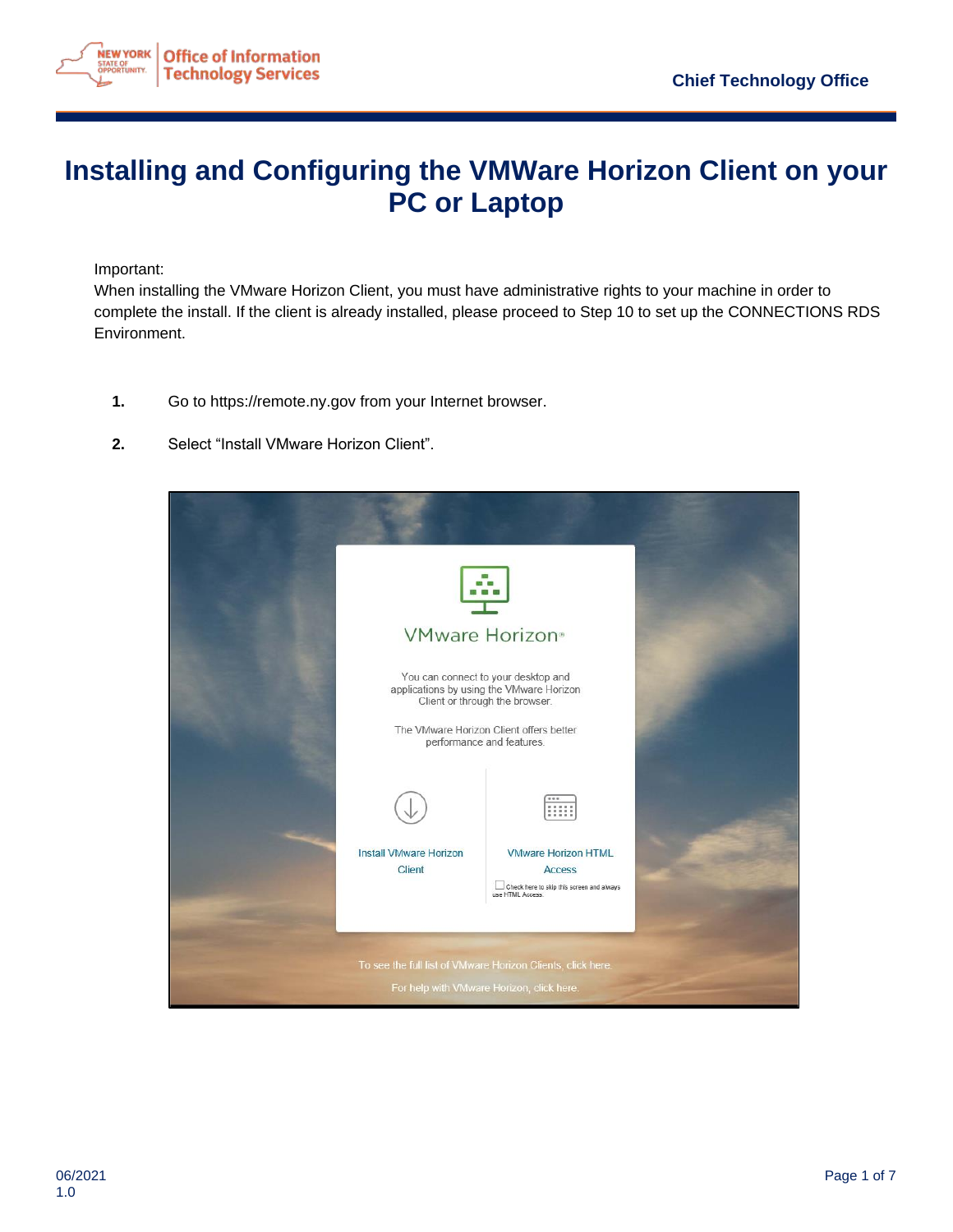# Installing and Configuring the VMWare Horizon Client on your PC or Laptop

Important:
When installing the VMware Horizon Client, you must have administrative rights to your machine in order to complete the install. If the client is already installed, please proceed to Step 10 to set up the CONNECTIONS RDS Environment.

1. Go to https://remote.ny.gov from your Internet browser.

2. Select "Install VMware Horizon Client".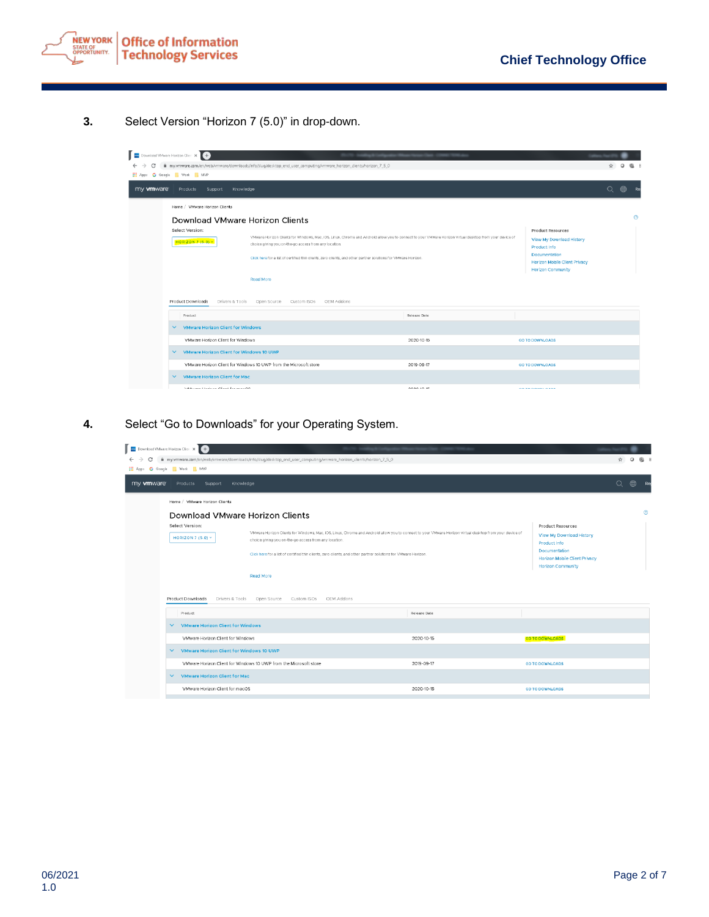3. Select Version “Horizon 7 (5.0)” in drop-down.

4. Select “Go to Downloads” for your Operating System.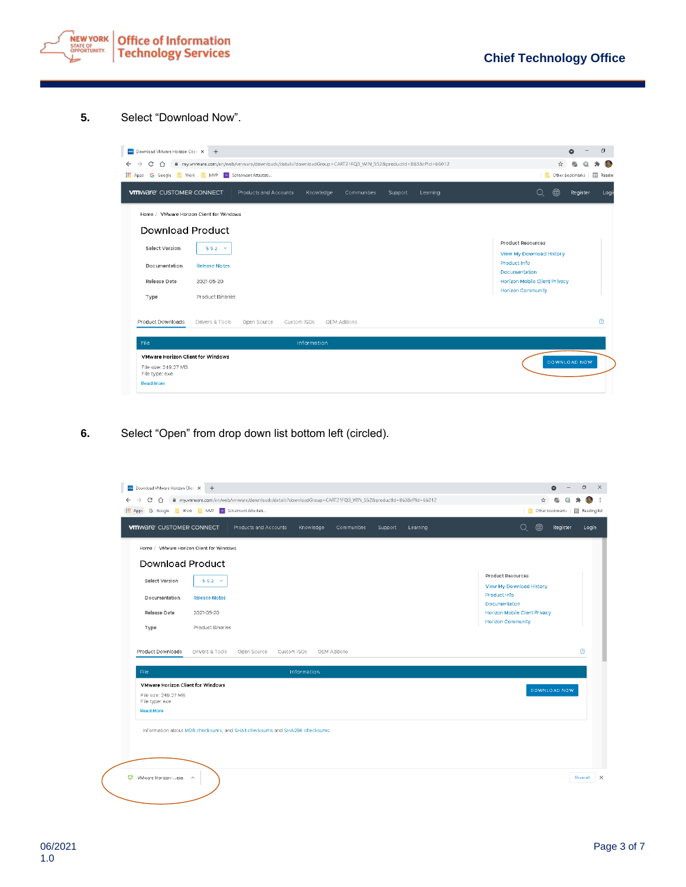5. Select “Download Now”.

6. Select “Open” from drop down list bottom left (circled).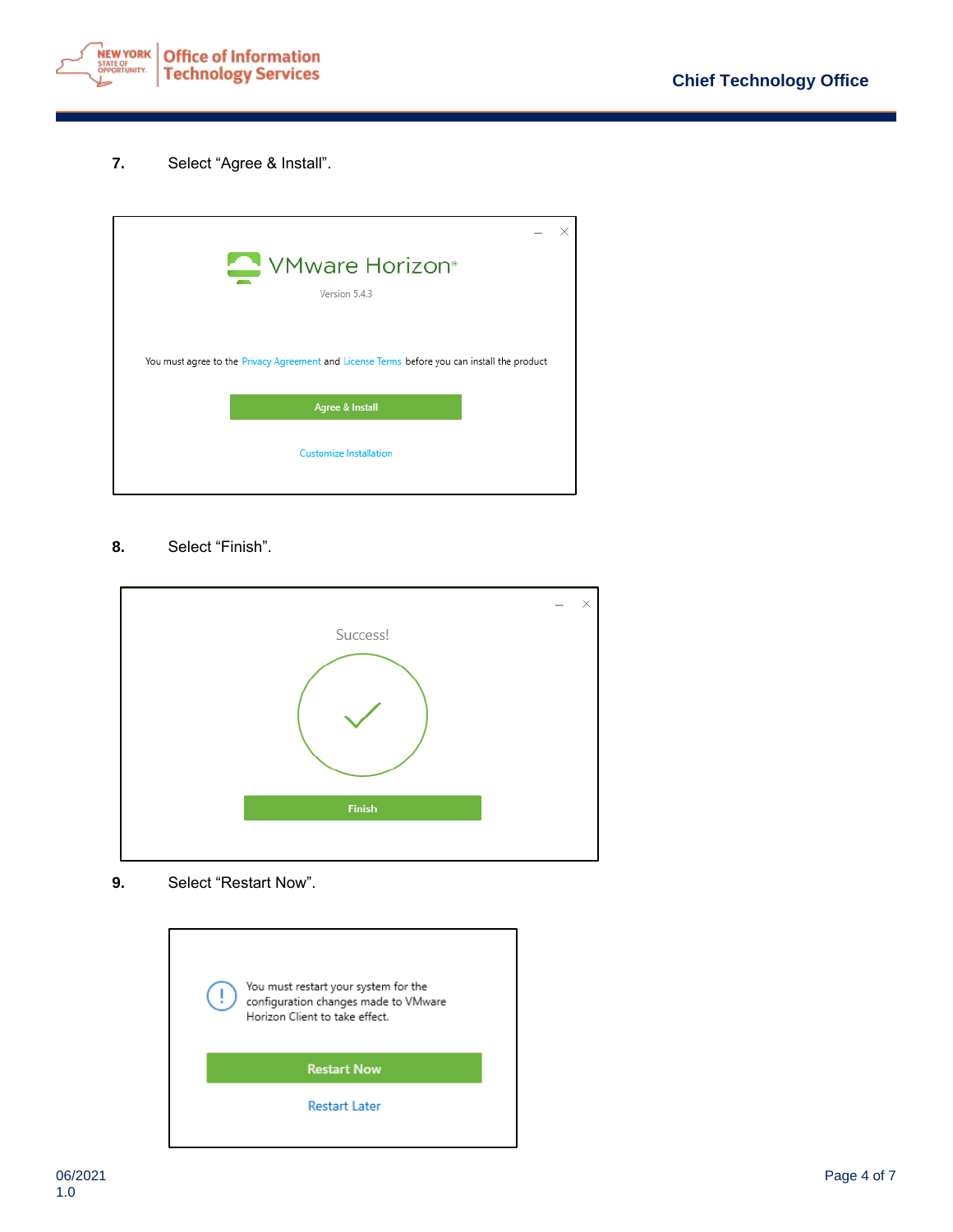7. Select "Agree & Install".

VMware Horizon®

Version 5.4.3

You must agree to the Privacy Agreement and License Terms before you can install the product

Agree & Install

Customize Installation

8. Select "Finish".

Success!

Finish

9. Select "Restart Now".

You must restart your system for the configuration changes made to VMware Horizon Client to take effect.

Restart Now

Restart Later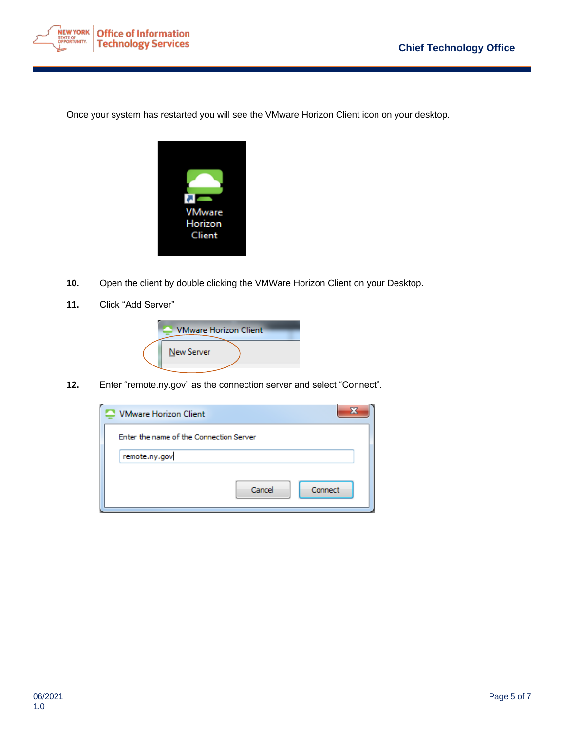Once your system has restarted you will see the VMware Horizon Client icon on your desktop.

**10.** Open the client by double clicking the VMWare Horizon Client on your Desktop.

**11.** Click “Add Server”

**12.** Enter “remote.ny.gov” as the connection server and select “Connect”.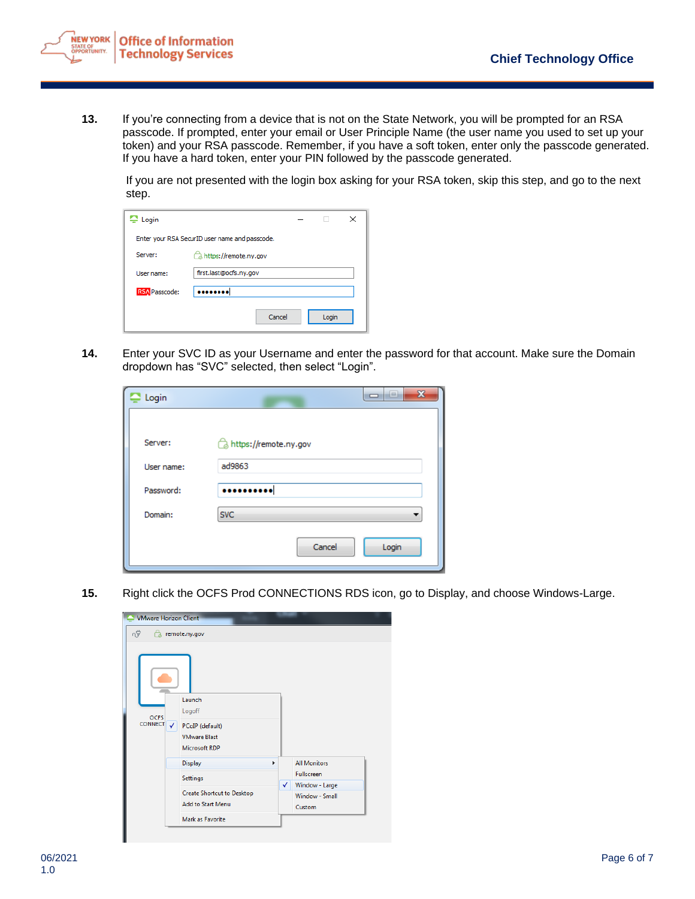13. If you're connecting from a device that is not on the State Network, you will be prompted for an RSA passcode. If prompted, enter your email or User Principle Name (the user name you used to set up your token) and your RSA passcode. Remember, if you have a soft token, enter only the passcode generated. If you have a hard token, enter your PIN followed by the passcode generated.

    If you are not presented with the login box asking for your RSA token, skip this step, and go to the next step.

14. Enter your SVC ID as your Username and enter the password for that account. Make sure the Domain dropdown has "SVC" selected, then select "Login".

15. Right click the OCFS Prod CONNECTIONS RDS icon, go to Display, and choose Windows-Large.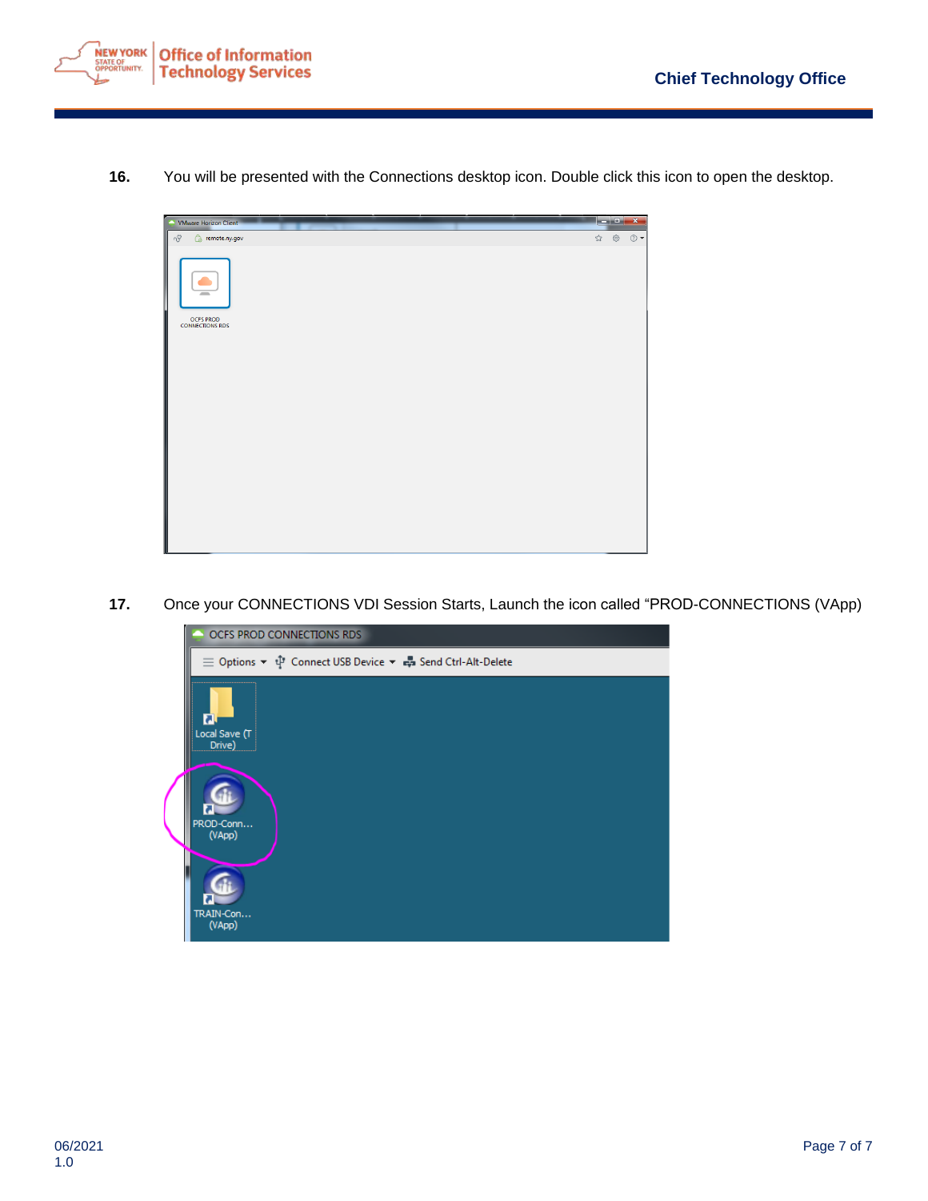16. You will be presented with the Connections desktop icon. Double click this icon to open the desktop.

17. Once your CONNECTIONS VDI Session Starts, Launch the icon called “PROD-CONNECTIONS (VApp)